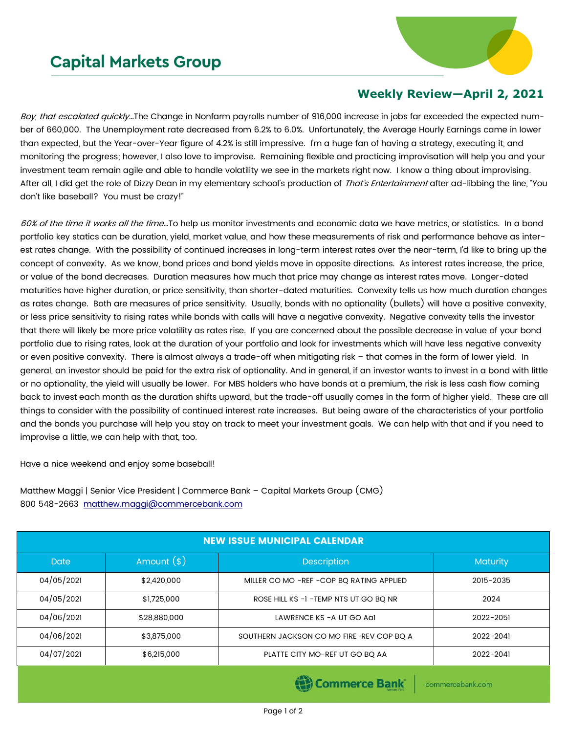# Capital Markets Group

## Weekly Review—April 2, 2021

*Boy, that escalated quickly…*The Change in Nonfarm payrolls number of 916,000 increase in jobs far exceeded the expected number of 660,000. The Unemployment rate decreased from 6.2% to 6.0%. Unfortunately, the Average Hourly Earnings came in lower than expected, but the Year-over-Year figure of 4.2% is still impressive. I'm a huge fan of having a strategy, executing it, and monitoring the progress; however, I also love to improvise. Remaining flexible and practicing improvisation will help you and your investment team remain agile and able to handle volatility we see in the markets right now. I know a thing about improvising. After all, I did get the role of Dizzy Dean in my elementary school's production of *That's Entertainment* after ad-libbing the line, "You don't like baseball? You must be crazy!"

*60% of the time it works all the time…*To help us monitor investments and economic data we have metrics, or statistics. In a bond portfolio key statics can be duration, yield, market value, and how these measurements of risk and performance behave as interest rates change. With the possibility of continued increases in long-term interest rates over the near-term, I'd like to bring up the concept of convexity. As we know, bond prices and bond yields move in opposite directions. As interest rates increase, the price, or value of the bond decreases. Duration measures how much that price may change as interest rates move. Longer-dated maturities have higher duration, or price sensitivity, than shorter-dated maturities. Convexity tells us how much duration changes as rates change. Both are measures of price sensitivity. Usually, bonds with no optionality (bullets) will have a positive convexity, or less price sensitivity to rising rates while bonds with calls will have a negative convexity. Negative convexity tells the investor that there will likely be more price volatility as rates rise. If you are concerned about the possible decrease in value of your bond portfolio due to rising rates, look at the duration of your portfolio and look for investments which will have less negative convexity or even positive convexity. There is almost always a trade-off when mitigating risk – that comes in the form of lower yield. In general, an investor should be paid for the extra risk of optionality. And in general, if an investor wants to invest in a bond with little or no optionality, the yield will usually be lower. For MBS holders who have bonds at a premium, the risk is less cash flow coming back to invest each month as the duration shifts upward, but the trade-off usually comes in the form of higher yield. These are all things to consider with the possibility of continued interest rate increases. But being aware of the characteristics of your portfolio and the bonds you purchase will help you stay on track to meet your investment goals. We can help with that and if you need to improvise a little, we can help with that, too.

Have a nice weekend and enjoy some baseball!

Matthew Maggi | Senior Vice President | Commerce Bank – Capital Markets Group (CMG)
800 548-2663 [matthew.maggi@commercebank.com](mailto:matthew.maggi@commercebank.com)

| NEW ISSUE MUNICIPAL CALENDAR | | | |
|---|---|---|---|
| Date | Amount ($) | Description | Maturity |
| 04/05/2021 | $2,420,000 | MILLER CO MO -REF -COP BQ RATING APPLIED | 2015-2035 |
| 04/05/2021 | $1,725,000 | ROSE HILL KS -1 -TEMP NTS UT GO BQ NR | 2024 |
| 04/06/2021 | $28,880,000 | LAWRENCE KS -A UT GO Aa1 | 2022-2051 |
| 04/06/2021 | $3,875,000 | SOUTHERN JACKSON CO MO FIRE-REV COP BQ A | 2022-2041 |
| 04/07/2021 | $6,215,000 | PLATTE CITY MO-REF UT GO BQ AA | 2022-2041 |

Commerce Bank | commercebank.com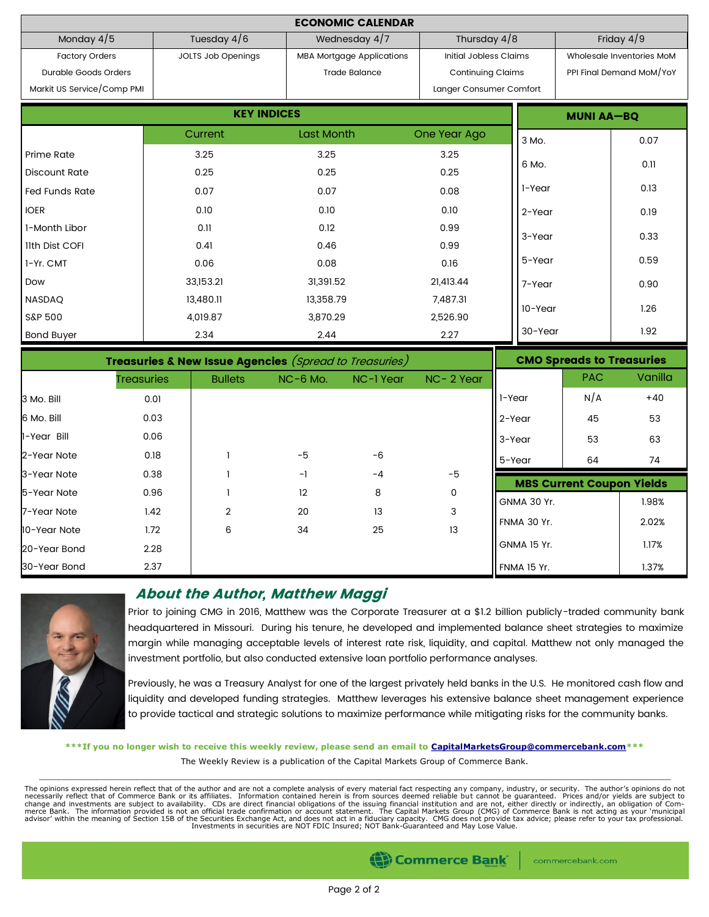## ECONOMIC CALENDAR

| Monday 4/5 | Tuesday 4/6 | Wednesday 4/7 | Thursday 4/8 | Friday 4/9 |
|---|---|---|---|---|
| Factory Orders | JOLTS Job Openings | MBA Mortgage Applications | Initial Jobless Claims | Wholesale Inventories MoM |
| Durable Goods Orders | | Trade Balance | Continuing Claims | PPI Final Demand MoM/YoY |
| Markit US Service/Comp PMI | | | Langer Consumer Comfort | |

## KEY INDICES

| | Current | Last Month | One Year Ago |
|---|---|---|---|
| Prime Rate | 3.25 | 3.25 | 3.25 |
| Discount Rate | 0.25 | 0.25 | 0.25 |
| Fed Funds Rate | 0.07 | 0.07 | 0.08 |
| IOER | 0.10 | 0.10 | 0.10 |
| 1-Month Libor | 0.11 | 0.12 | 0.99 |
| 11th Dist COFI | 0.41 | 0.46 | 0.99 |
| 1-Yr. CMT | 0.06 | 0.08 | 0.16 |
| Dow | 33,153.21 | 31,391.52 | 21,413.44 |
| NASDAQ | 13,480.11 | 13,358.79 | 7,487.31 |
| S&P 500 | 4,019.87 | 3,870.29 | 2,526.90 |
| Bond Buyer | 2.34 | 2.44 | 2.27 |

## MUNI AA—BQ

| | |
|---|---|
| 3 Mo. | 0.07 |
| 6 Mo. | 0.11 |
| 1-Year | 0.13 |
| 2-Year | 0.19 |
| 3-Year | 0.33 |
| 5-Year | 0.59 |
| 7-Year | 0.90 |
| 10-Year | 1.26 |
| 30-Year | 1.92 |

## Treasuries & New Issue Agencies *(Spread to Treasuries)*

| | Treasuries | Bullets | NC-6 Mo. | NC-1 Year | NC- 2 Year |
|---|---|---|---|---|---|
| 3 Mo. Bill | 0.01 | | | | |
| 6 Mo. Bill | 0.03 | | | | |
| 1-Year Bill | 0.06 | | | | |
| 2-Year Note | 0.18 | 1 | -5 | -6 | |
| 3-Year Note | 0.38 | 1 | -1 | -4 | -5 |
| 5-Year Note | 0.96 | 1 | 12 | 8 | 0 |
| 7-Year Note | 1.42 | 2 | 20 | 13 | 3 |
| 10-Year Note | 1.72 | 6 | 34 | 25 | 13 |
| 20-Year Bond | 2.28 | | | | |
| 30-Year Bond | 2.37 | | | | |

## CMO Spreads to Treasuries

| | PAC | Vanilla |
|---|---|---|
| 1-Year | N/A | +40 |
| 2-Year | 45 | 53 |
| 3-Year | 53 | 63 |
| 5-Year | 64 | 74 |

## MBS Current Coupon Yields

| | |
|---|---|
| GNMA 30 Yr. | 1.98% |
| FNMA 30 Yr. | 2.02% |
| GNMA 15 Yr. | 1.17% |
| FNMA 15 Yr. | 1.37% |

## *About the Author, Matthew Maggi*

Prior to joining CMG in 2016, Matthew was the Corporate Treasurer at a $1.2 billion publicly-traded community bank headquartered in Missouri. During his tenure, he developed and implemented balance sheet strategies to maximize margin while managing acceptable levels of interest rate risk, liquidity, and capital. Matthew not only managed the investment portfolio, but also conducted extensive loan portfolio performance analyses.

Previously, he was a Treasury Analyst for one of the largest privately held banks in the U.S. He monitored cash flow and liquidity and developed funding strategies. Matthew leverages his extensive balance sheet management experience to provide tactical and strategic solutions to maximize performance while mitigating risks for the community banks.

**\*\*\*If you no longer wish to receive this weekly review, please send an email to [CapitalMarketsGroup@commercebank.com](mailto:CapitalMarketsGroup@commercebank.com)\*\*\***

The Weekly Review is a publication of the Capital Markets Group of Commerce Bank.

---

The opinions expressed herein reflect that of the author and are not a complete analysis of every material fact respecting any company, industry, or security. The author's opinions do not necessarily reflect that of Commerce Bank or its affiliates. Information contained herein is from sources deemed reliable but cannot be guaranteed. Prices and/or yields are subject to change and investments are subject to availability. CDs are direct financial obligations of the issuing financial institution and are not, either directly or indirectly, an obligation of Commerce Bank. The information provided is not an official trade confirmation or account statement. The Capital Markets Group (CMG) of Commerce Bank is not acting as your 'municipal advisor' within the meaning of Section 15B of the Securities Exchange Act, and does not act in a fiduciary capacity. CMG does not provide tax advice; please refer to your tax professional. Investments in securities are NOT FDIC Insured; NOT Bank-Guaranteed and May Lose Value.

Commerce Bank | commercebank.com